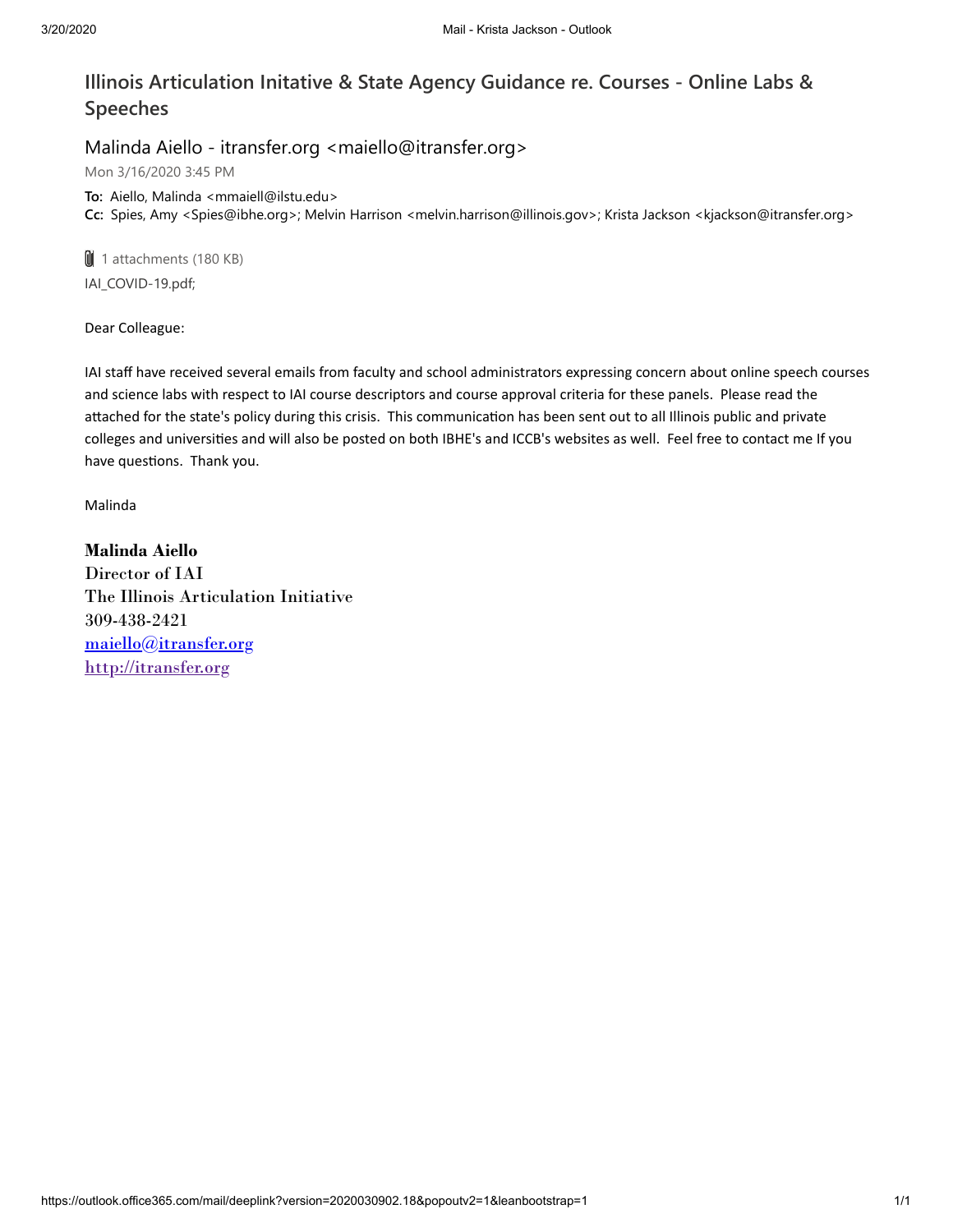# Illinois Articulation Initative & State Agency Guidance re. Courses - Online Labs & Speeches

Malinda Aiello - itransfer.org <maiello@itransfer.org>

Mon 3/16/2020 3:45 PM

**To:** Aiello, Malinda <mmaiell@ilstu.edu>
**Cc:** Spies, Amy <Spies@ibhe.org>; Melvin Harrison <melvin.harrison@illinois.gov>; Krista Jackson <kjackson@itransfer.org>

1 attachments (180 KB)
IAI_COVID-19.pdf;

Dear Colleague:

IAI staff have received several emails from faculty and school administrators expressing concern about online speech courses and science labs with respect to IAI course descriptors and course approval criteria for these panels. Please read the attached for the state's policy during this crisis. This communication has been sent out to all Illinois public and private colleges and universities and will also be posted on both IBHE's and ICCB's websites as well. Feel free to contact me If you have questions. Thank you.

Malinda

**Malinda Aiello**
Director of IAI
The Illinois Articulation Initiative
309-438-2421
maiello@itransfer.org
http://itransfer.org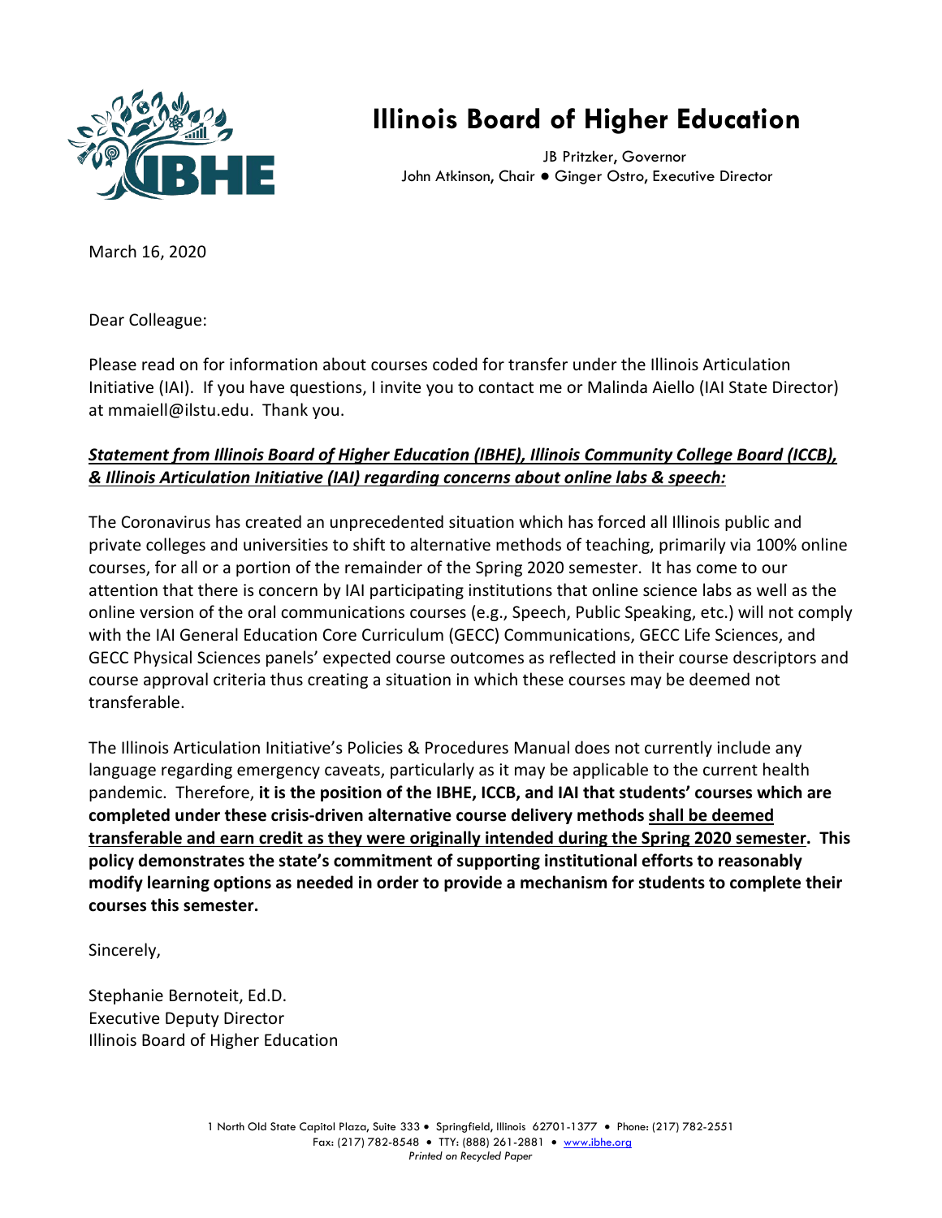# Illinois Board of Higher Education

JB Pritzker, Governor
John Atkinson, Chair ● Ginger Ostro, Executive Director

March 16, 2020

Dear Colleague:

Please read on for information about courses coded for transfer under the Illinois Articulation Initiative (IAI). If you have questions, I invite you to contact me or Malinda Aiello (IAI State Director) at mmaiell@ilstu.edu. Thank you.

***Statement from Illinois Board of Higher Education (IBHE), Illinois Community College Board (ICCB), & Illinois Articulation Initiative (IAI) regarding concerns about online labs & speech:***

The Coronavirus has created an unprecedented situation which has forced all Illinois public and private colleges and universities to shift to alternative methods of teaching, primarily via 100% online courses, for all or a portion of the remainder of the Spring 2020 semester. It has come to our attention that there is concern by IAI participating institutions that online science labs as well as the online version of the oral communications courses (e.g., Speech, Public Speaking, etc.) will not comply with the IAI General Education Core Curriculum (GECC) Communications, GECC Life Sciences, and GECC Physical Sciences panels' expected course outcomes as reflected in their course descriptors and course approval criteria thus creating a situation in which these courses may be deemed not transferable.

The Illinois Articulation Initiative's Policies & Procedures Manual does not currently include any language regarding emergency caveats, particularly as it may be applicable to the current health pandemic. Therefore, **it is the position of the IBHE, ICCB, and IAI that students' courses which are completed under these crisis-driven alternative course delivery methods shall be deemed transferable and earn credit as they were originally intended during the Spring 2020 semester. This policy demonstrates the state's commitment of supporting institutional efforts to reasonably modify learning options as needed in order to provide a mechanism for students to complete their courses this semester.**

Sincerely,

Stephanie Bernoteit, Ed.D.
Executive Deputy Director
Illinois Board of Higher Education

1 North Old State Capitol Plaza, Suite 333 • Springfield, Illinois 62701-1377 • Phone: (217) 782-2551
Fax: (217) 782-8548 • TTY: (888) 261-2881 • www.ibhe.org
*Printed on Recycled Paper*